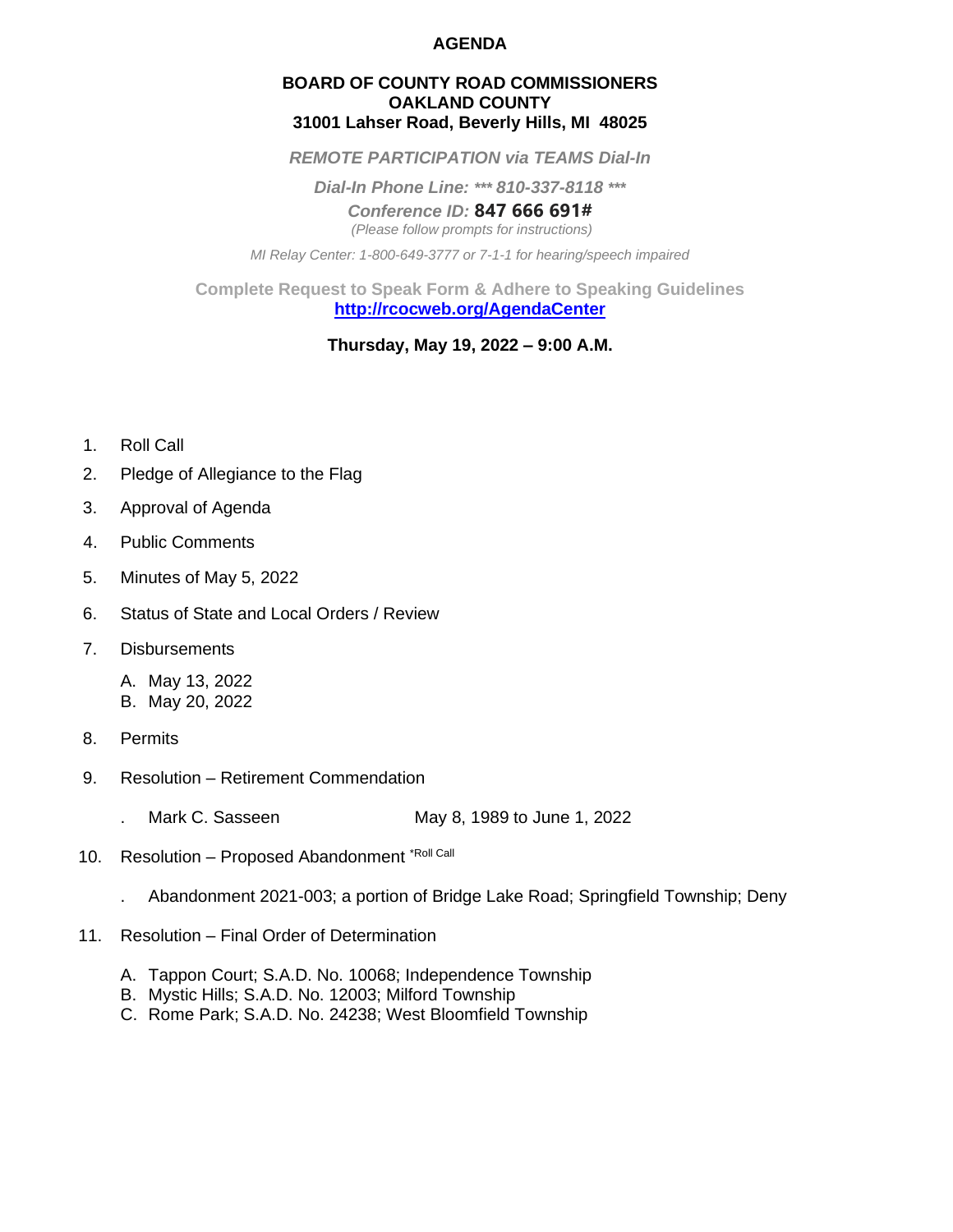# AGENDA

## BOARD OF COUNTY ROAD COMMISSIONERS
## OAKLAND COUNTY
## 31001 Lahser Road, Beverly Hills, MI 48025

***REMOTE PARTICIPATION via TEAMS Dial-In***

***Dial-In Phone Line: \*\*\* 810-337-8118 \*\*\****

*Conference ID:* **847 666 691#**

*(Please follow prompts for instructions)*

*MI Relay Center: 1-800-649-3777 or 7-1-1 for hearing/speech impaired*

**Complete Request to Speak Form & Adhere to Speaking Guidelines**

**[http://rcocweb.org/AgendaCenter](http://rcocweb.org/AgendaCenter)**

**Thursday, May 19, 2022 – 9:00 A.M.**

1. Roll Call
2. Pledge of Allegiance to the Flag
3. Approval of Agenda
4. Public Comments
5. Minutes of May 5, 2022
6. Status of State and Local Orders / Review
7. Disbursements
   - A. May 13, 2022
   - B. May 20, 2022
8. Permits
9. Resolution – Retirement Commendation
   - . Mark C. Sasseen — May 8, 1989 to June 1, 2022
10. Resolution – Proposed Abandonment *Roll Call
    - . Abandonment 2021-003; a portion of Bridge Lake Road; Springfield Township; Deny
11. Resolution – Final Order of Determination
    - A. Tappon Court; S.A.D. No. 10068; Independence Township
    - B. Mystic Hills; S.A.D. No. 12003; Milford Township
    - C. Rome Park; S.A.D. No. 24238; West Bloomfield Township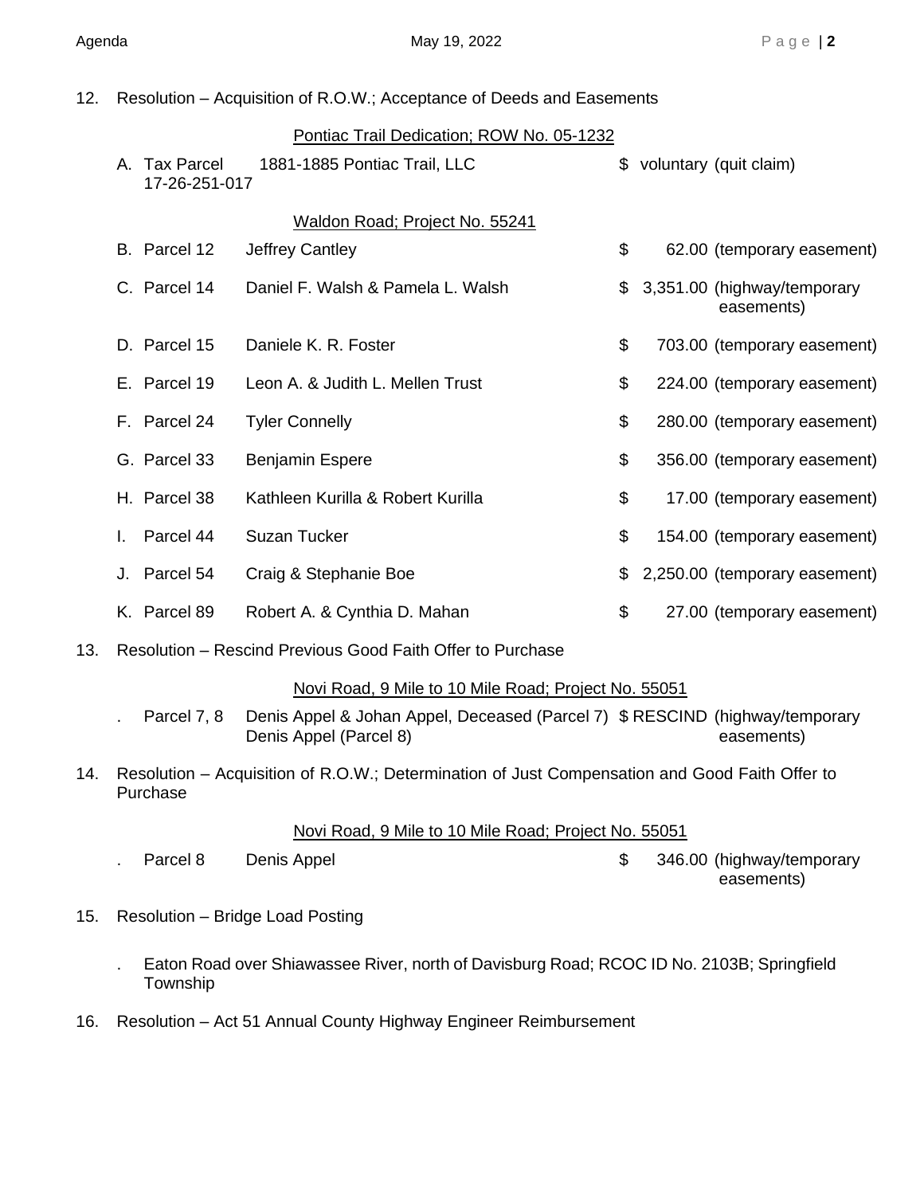12. Resolution – Acquisition of R.O.W.; Acceptance of Deeds and Easements

Pontiac Trail Dedication; ROW No. 05-1232

| | | | | |
|---|---|---|---|---|
| A. | Tax Parcel 17-26-251-017 | 1881-1885 Pontiac Trail, LLC | $ voluntary | (quit claim) |

Waldon Road; Project No. 55241

| | | | | |
|---|---|---|---|---|
| B. | Parcel 12 | Jeffrey Cantley | $ 62.00 | (temporary easement) |
| C. | Parcel 14 | Daniel F. Walsh & Pamela L. Walsh | $ 3,351.00 | (highway/temporary easements) |
| D. | Parcel 15 | Daniele K. R. Foster | $ 703.00 | (temporary easement) |
| E. | Parcel 19 | Leon A. & Judith L. Mellen Trust | $ 224.00 | (temporary easement) |
| F. | Parcel 24 | Tyler Connelly | $ 280.00 | (temporary easement) |
| G. | Parcel 33 | Benjamin Espere | $ 356.00 | (temporary easement) |
| H. | Parcel 38 | Kathleen Kurilla & Robert Kurilla | $ 17.00 | (temporary easement) |
| I. | Parcel 44 | Suzan Tucker | $ 154.00 | (temporary easement) |
| J. | Parcel 54 | Craig & Stephanie Boe | $ 2,250.00 | (temporary easement) |
| K. | Parcel 89 | Robert A. & Cynthia D. Mahan | $ 27.00 | (temporary easement) |

13. Resolution – Rescind Previous Good Faith Offer to Purchase

Novi Road, 9 Mile to 10 Mile Road; Project No. 55051

| | | | | |
|---|---|---|---|---|
| . | Parcel 7, 8 | Denis Appel & Johan Appel, Deceased (Parcel 7) Denis Appel (Parcel 8) | $ RESCIND | (highway/temporary easements) |

14. Resolution – Acquisition of R.O.W.; Determination of Just Compensation and Good Faith Offer to Purchase

Novi Road, 9 Mile to 10 Mile Road; Project No. 55051

| | | | | |
|---|---|---|---|---|
| . | Parcel 8 | Denis Appel | $ 346.00 | (highway/temporary easements) |

15. Resolution – Bridge Load Posting

   - Eaton Road over Shiawassee River, north of Davisburg Road; RCOC ID No. 2103B; Springfield Township

16. Resolution – Act 51 Annual County Highway Engineer Reimbursement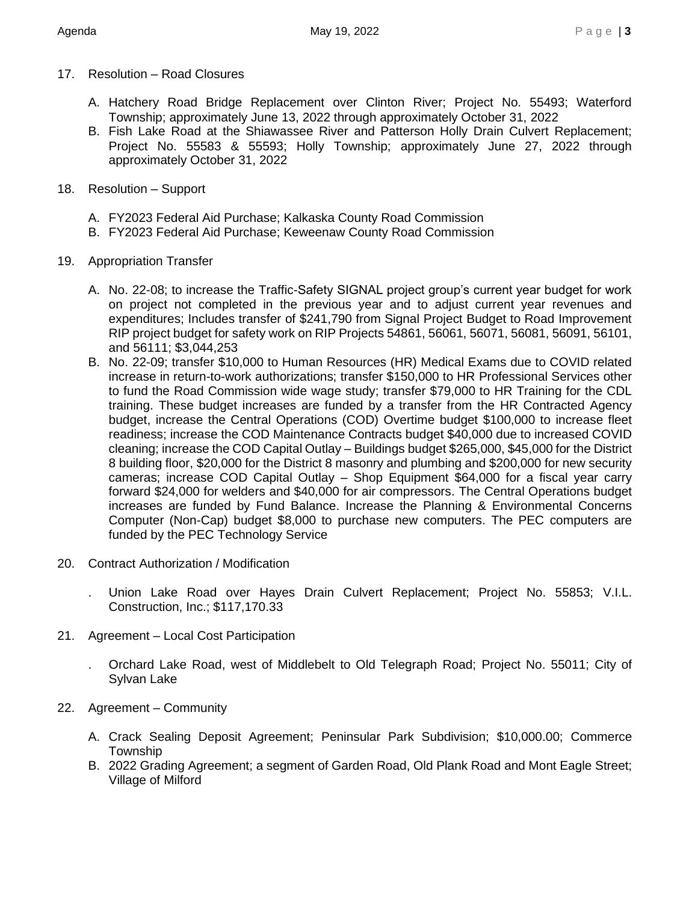17. Resolution – Road Closures

    A. Hatchery Road Bridge Replacement over Clinton River; Project No. 55493; Waterford Township; approximately June 13, 2022 through approximately October 31, 2022
    B. Fish Lake Road at the Shiawassee River and Patterson Holly Drain Culvert Replacement; Project No. 55583 & 55593; Holly Township; approximately June 27, 2022 through approximately October 31, 2022

18. Resolution – Support

    A. FY2023 Federal Aid Purchase; Kalkaska County Road Commission
    B. FY2023 Federal Aid Purchase; Keweenaw County Road Commission

19. Appropriation Transfer

    A. No. 22-08; to increase the Traffic-Safety SIGNAL project group's current year budget for work on project not completed in the previous year and to adjust current year revenues and expenditures; Includes transfer of $241,790 from Signal Project Budget to Road Improvement RIP project budget for safety work on RIP Projects 54861, 56061, 56071, 56081, 56091, 56101, and 56111; $3,044,253
    B. No. 22-09; transfer $10,000 to Human Resources (HR) Medical Exams due to COVID related increase in return-to-work authorizations; transfer $150,000 to HR Professional Services other to fund the Road Commission wide wage study; transfer $79,000 to HR Training for the CDL training. These budget increases are funded by a transfer from the HR Contracted Agency budget, increase the Central Operations (COD) Overtime budget $100,000 to increase fleet readiness; increase the COD Maintenance Contracts budget $40,000 due to increased COVID cleaning; increase the COD Capital Outlay – Buildings budget $265,000, $45,000 for the District 8 building floor, $20,000 for the District 8 masonry and plumbing and $200,000 for new security cameras; increase COD Capital Outlay – Shop Equipment $64,000 for a fiscal year carry forward $24,000 for welders and $40,000 for air compressors. The Central Operations budget increases are funded by Fund Balance. Increase the Planning & Environmental Concerns Computer (Non-Cap) budget $8,000 to purchase new computers. The PEC computers are funded by the PEC Technology Service

20. Contract Authorization / Modification

    . Union Lake Road over Hayes Drain Culvert Replacement; Project No. 55853; V.I.L. Construction, Inc.; $117,170.33

21. Agreement – Local Cost Participation

    . Orchard Lake Road, west of Middlebelt to Old Telegraph Road; Project No. 55011; City of Sylvan Lake

22. Agreement – Community

    A. Crack Sealing Deposit Agreement; Peninsular Park Subdivision; $10,000.00; Commerce Township
    B. 2022 Grading Agreement; a segment of Garden Road, Old Plank Road and Mont Eagle Street; Village of Milford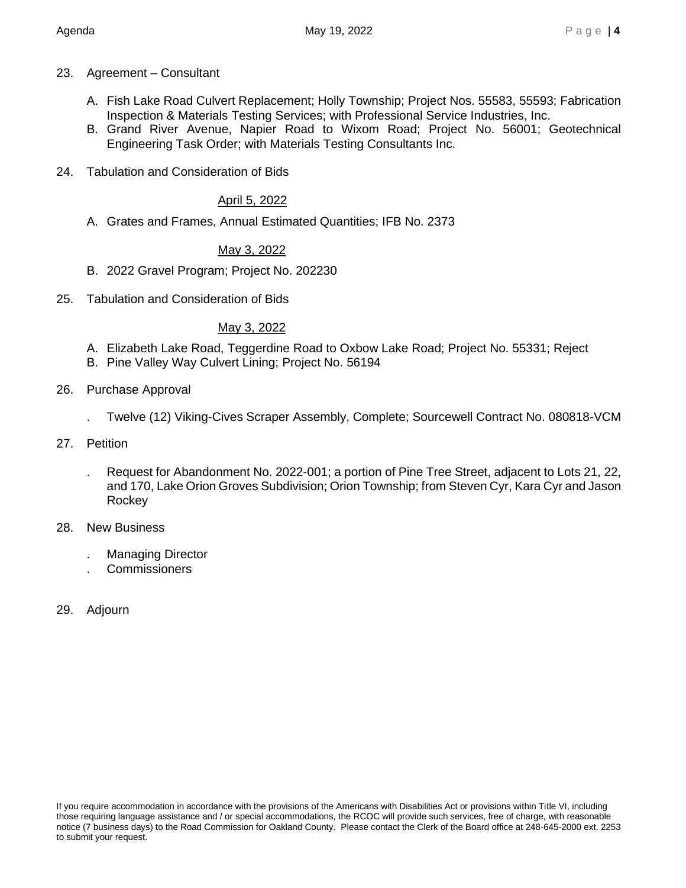23. Agreement – Consultant

    A. Fish Lake Road Culvert Replacement; Holly Township; Project Nos. 55583, 55593; Fabrication Inspection & Materials Testing Services; with Professional Service Industries, Inc.
    B. Grand River Avenue, Napier Road to Wixom Road; Project No. 56001; Geotechnical Engineering Task Order; with Materials Testing Consultants Inc.

24. Tabulation and Consideration of Bids

    <u>April 5, 2022</u>

    A. Grates and Frames, Annual Estimated Quantities; IFB No. 2373

    <u>May 3, 2022</u>

    B. 2022 Gravel Program; Project No. 202230

25. Tabulation and Consideration of Bids

    <u>May 3, 2022</u>

    A. Elizabeth Lake Road, Teggerdine Road to Oxbow Lake Road; Project No. 55331; Reject
    B. Pine Valley Way Culvert Lining; Project No. 56194

26. Purchase Approval

    . Twelve (12) Viking-Cives Scraper Assembly, Complete; Sourcewell Contract No. 080818-VCM

27. Petition

    . Request for Abandonment No. 2022-001; a portion of Pine Tree Street, adjacent to Lots 21, 22, and 170, Lake Orion Groves Subdivision; Orion Township; from Steven Cyr, Kara Cyr and Jason Rockey

28. New Business

    . Managing Director
    . Commissioners

29. Adjourn

If you require accommodation in accordance with the provisions of the Americans with Disabilities Act or provisions within Title VI, including those requiring language assistance and / or special accommodations, the RCOC will provide such services, free of charge, with reasonable notice (7 business days) to the Road Commission for Oakland County. Please contact the Clerk of the Board office at 248-645-2000 ext. 2253 to submit your request.